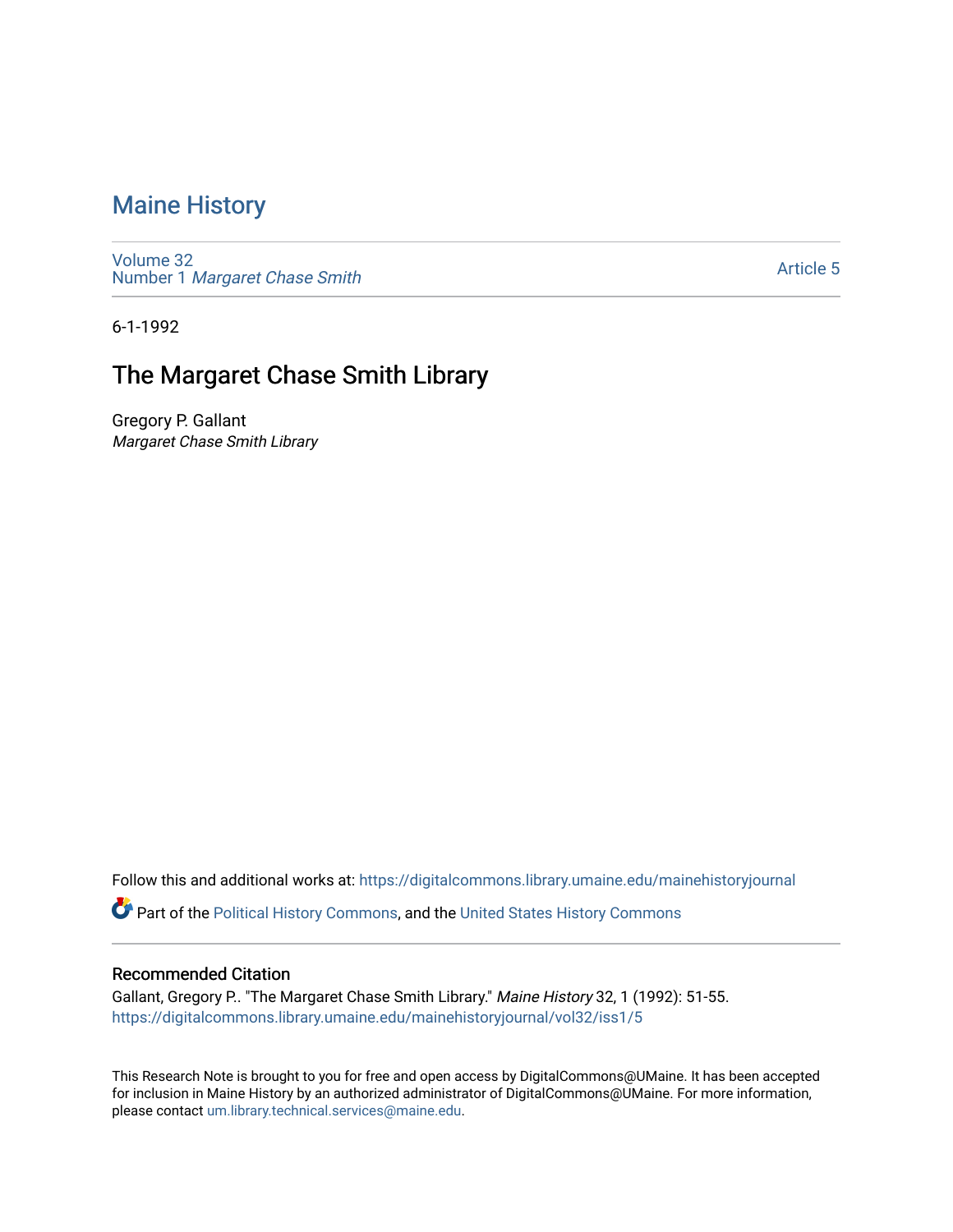# Maine History

Volume 32
Number 1 *Margaret Chase Smith*

Article 5

6-1-1992

## The Margaret Chase Smith Library

Gregory P. Gallant
*Margaret Chase Smith Library*

Follow this and additional works at: https://digitalcommons.library.umaine.edu/mainehistoryjournal

Part of the Political History Commons, and the United States History Commons

### Recommended Citation

Gallant, Gregory P.. "The Margaret Chase Smith Library." *Maine History* 32, 1 (1992): 51-55. https://digitalcommons.library.umaine.edu/mainehistoryjournal/vol32/iss1/5

This Research Note is brought to you for free and open access by DigitalCommons@UMaine. It has been accepted for inclusion in Maine History by an authorized administrator of DigitalCommons@UMaine. For more information, please contact um.library.technical.services@maine.edu.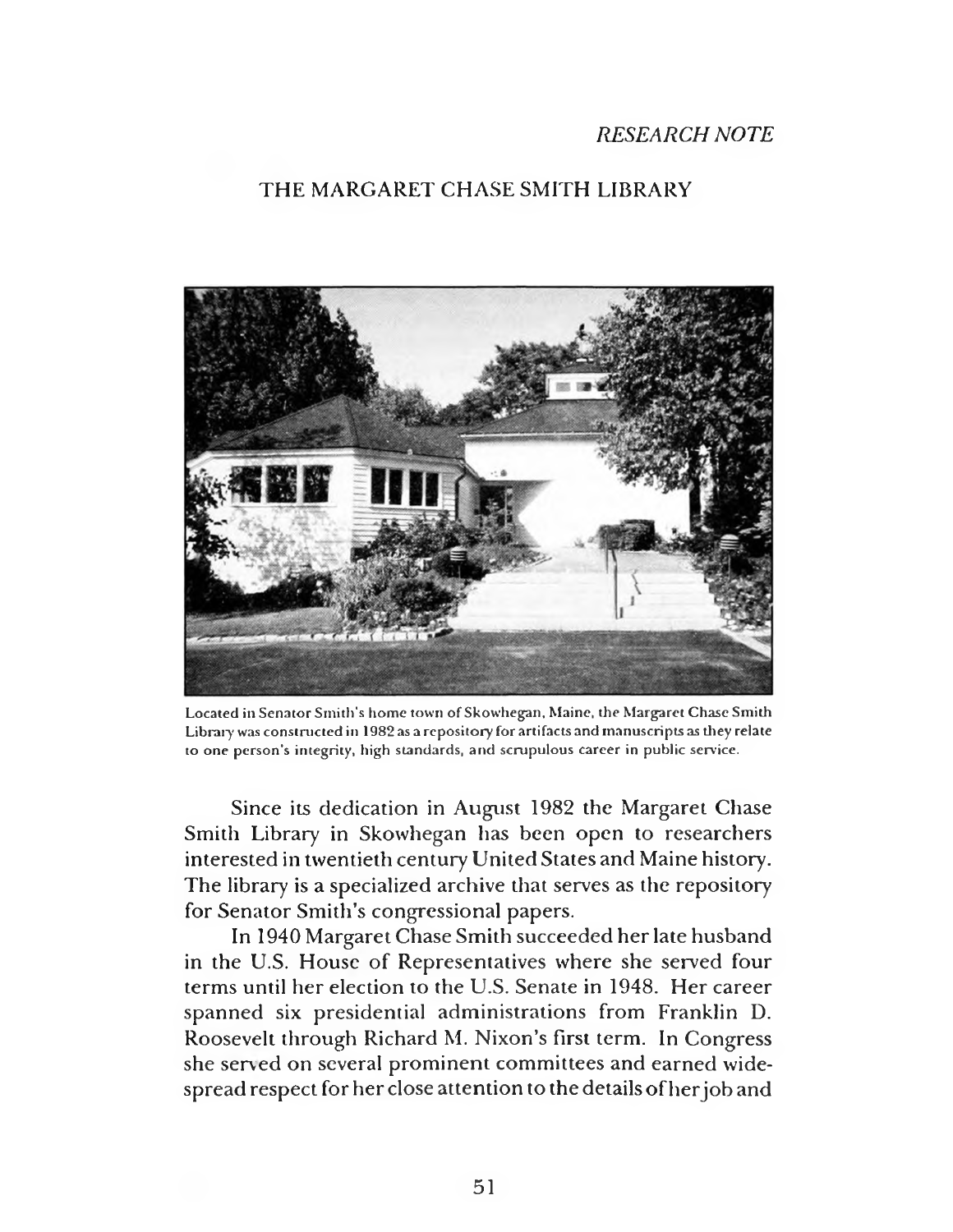*RESEARCH NOTE*

# THE MARGARET CHASE SMITH LIBRARY

Located in Senator Smith's home town of Skowhegan, Maine, the Margaret Chase Smith Library was constructed in 1982 as a repository for artifacts and manuscripts as they relate to one person's integrity, high standards, and scrupulous career in public service.

Since its dedication in August 1982 the Margaret Chase Smith Library in Skowhegan has been open to researchers interested in twentieth century United States and Maine history. The library is a specialized archive that serves as the repository for Senator Smith's congressional papers.

In 1940 Margaret Chase Smith succeeded her late husband in the U.S. House of Representatives where she served four terms until her election to the U.S. Senate in 1948. Her career spanned six presidential administrations from Franklin D. Roosevelt through Richard M. Nixon's first term. In Congress she served on several prominent committees and earned widespread respect for her close attention to the details of her job and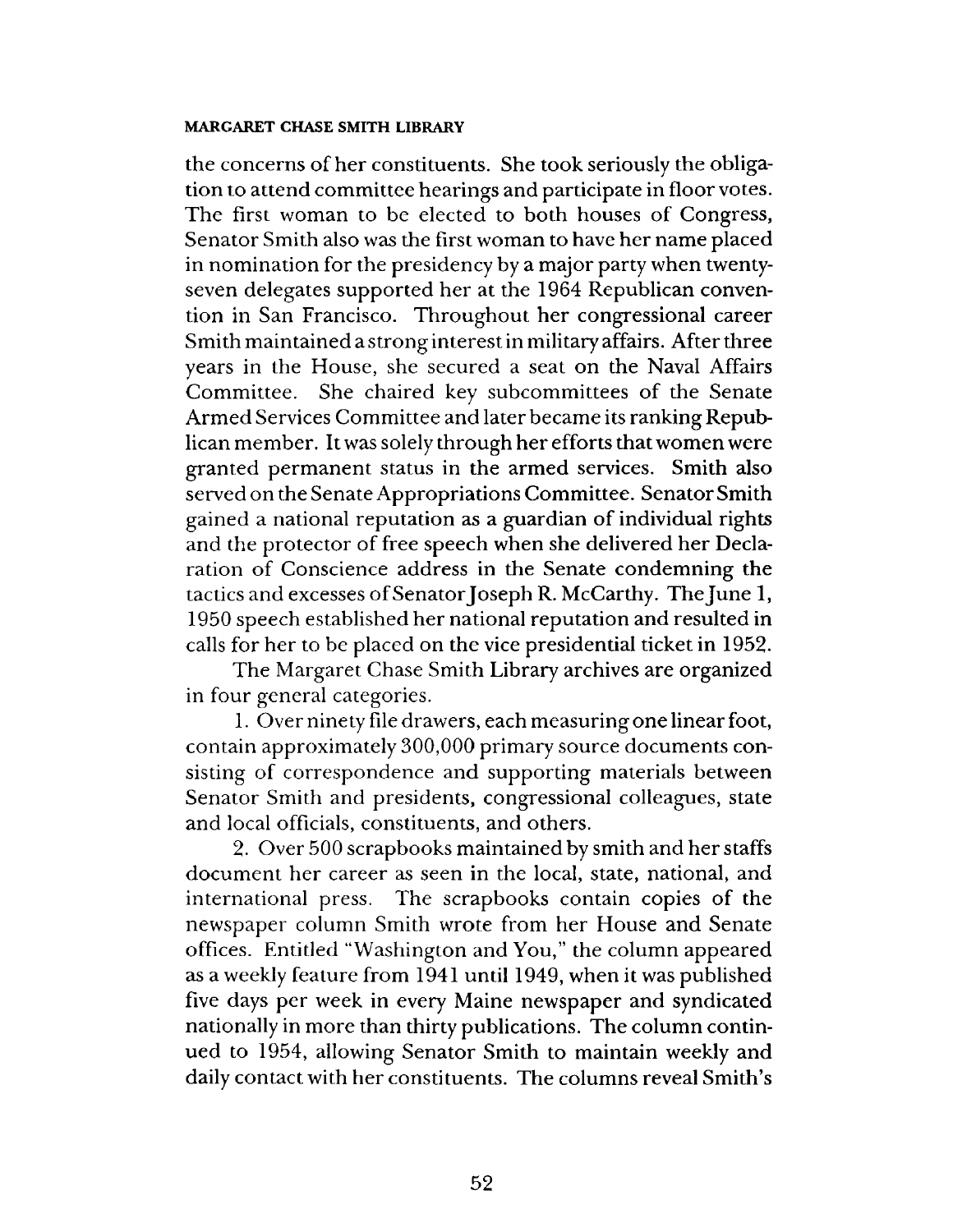the concerns of her constituents. She took seriously the obligation to attend committee hearings and participate in floor votes. The first woman to be elected to both houses of Congress, Senator Smith also was the first woman to have her name placed in nomination for the presidency by a major party when twenty-seven delegates supported her at the 1964 Republican convention in San Francisco. Throughout her congressional career Smith maintained a strong interest in military affairs. After three years in the House, she secured a seat on the Naval Affairs Committee. She chaired key subcommittees of the Senate Armed Services Committee and later became its ranking Republican member. It was solely through her efforts that women were granted permanent status in the armed services. Smith also served on the Senate Appropriations Committee. Senator Smith gained a national reputation as a guardian of individual rights and the protector of free speech when she delivered her Declaration of Conscience address in the Senate condemning the tactics and excesses of Senator Joseph R. McCarthy. The June 1, 1950 speech established her national reputation and resulted in calls for her to be placed on the vice presidential ticket in 1952.

The Margaret Chase Smith Library archives are organized in four general categories.

1. Over ninety file drawers, each measuring one linear foot, contain approximately 300,000 primary source documents consisting of correspondence and supporting materials between Senator Smith and presidents, congressional colleagues, state and local officials, constituents, and others.

2. Over 500 scrapbooks maintained by smith and her staffs document her career as seen in the local, state, national, and international press. The scrapbooks contain copies of the newspaper column Smith wrote from her House and Senate offices. Entitled "Washington and You," the column appeared as a weekly feature from 1941 until 1949, when it was published five days per week in every Maine newspaper and syndicated nationally in more than thirty publications. The column continued to 1954, allowing Senator Smith to maintain weekly and daily contact with her constituents. The columns reveal Smith's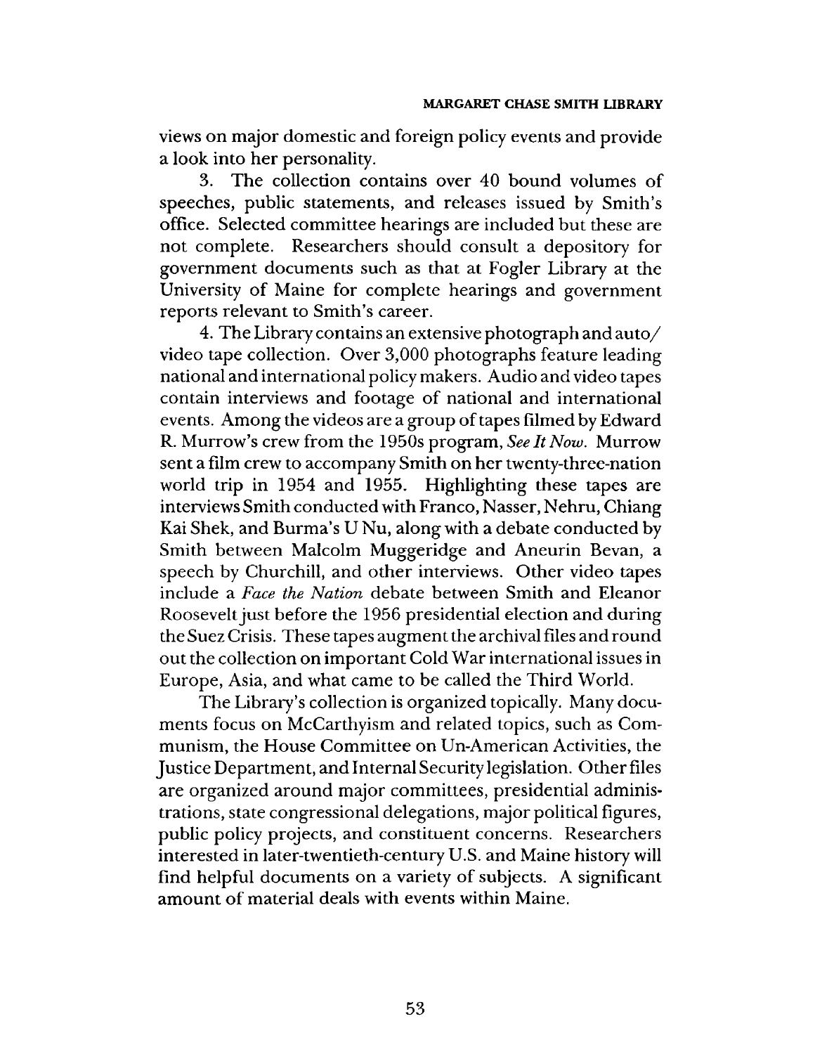views on major domestic and foreign policy events and provide a look into her personality.

3. The collection contains over 40 bound volumes of speeches, public statements, and releases issued by Smith's office. Selected committee hearings are included but these are not complete. Researchers should consult a depository for government documents such as that at Fogler Library at the University of Maine for complete hearings and government reports relevant to Smith's career.

4. The Library contains an extensive photograph and auto/video tape collection. Over 3,000 photographs feature leading national and international policy makers. Audio and video tapes contain interviews and footage of national and international events. Among the videos are a group of tapes filmed by Edward R. Murrow's crew from the 1950s program, *See It Now*. Murrow sent a film crew to accompany Smith on her twenty-three-nation world trip in 1954 and 1955. Highlighting these tapes are interviews Smith conducted with Franco, Nasser, Nehru, Chiang Kai Shek, and Burma's U Nu, along with a debate conducted by Smith between Malcolm Muggeridge and Aneurin Bevan, a speech by Churchill, and other interviews. Other video tapes include a *Face the Nation* debate between Smith and Eleanor Roosevelt just before the 1956 presidential election and during the Suez Crisis. These tapes augment the archival files and round out the collection on important Cold War international issues in Europe, Asia, and what came to be called the Third World.

The Library's collection is organized topically. Many documents focus on McCarthyism and related topics, such as Communism, the House Committee on Un-American Activities, the Justice Department, and Internal Security legislation. Other files are organized around major committees, presidential administrations, state congressional delegations, major political figures, public policy projects, and constituent concerns. Researchers interested in later-twentieth-century U.S. and Maine history will find helpful documents on a variety of subjects. A significant amount of material deals with events within Maine.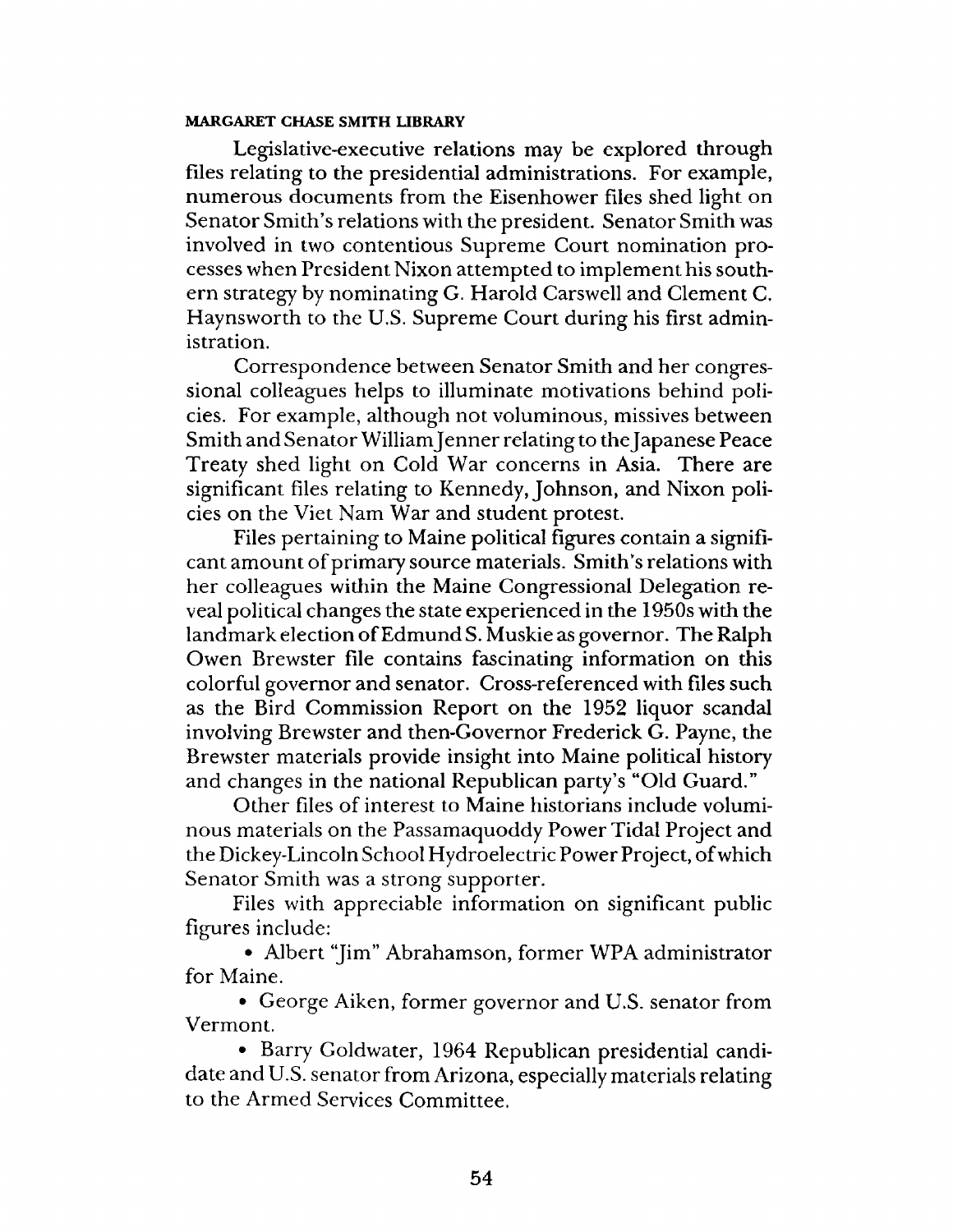Legislative-executive relations may be explored through files relating to the presidential administrations. For example, numerous documents from the Eisenhower files shed light on Senator Smith's relations with the president. Senator Smith was involved in two contentious Supreme Court nomination processes when President Nixon attempted to implement his southern strategy by nominating G. Harold Carswell and Clement C. Haynsworth to the U.S. Supreme Court during his first administration.

Correspondence between Senator Smith and her congressional colleagues helps to illuminate motivations behind policies. For example, although not voluminous, missives between Smith and Senator William Jenner relating to the Japanese Peace Treaty shed light on Cold War concerns in Asia. There are significant files relating to Kennedy, Johnson, and Nixon policies on the Viet Nam War and student protest.

Files pertaining to Maine political figures contain a significant amount of primary source materials. Smith's relations with her colleagues within the Maine Congressional Delegation reveal political changes the state experienced in the 1950s with the landmark election of Edmund S. Muskie as governor. The Ralph Owen Brewster file contains fascinating information on this colorful governor and senator. Cross-referenced with files such as the Bird Commission Report on the 1952 liquor scandal involving Brewster and then-Governor Frederick G. Payne, the Brewster materials provide insight into Maine political history and changes in the national Republican party's "Old Guard."

Other files of interest to Maine historians include voluminous materials on the Passamaquoddy Power Tidal Project and the Dickey-Lincoln School Hydroelectric Power Project, of which Senator Smith was a strong supporter.

Files with appreciable information on significant public figures include:

- Albert "Jim" Abrahamson, former WPA administrator for Maine.
- George Aiken, former governor and U.S. senator from Vermont.
- Barry Goldwater, 1964 Republican presidential candidate and U.S. senator from Arizona, especially materials relating to the Armed Services Committee.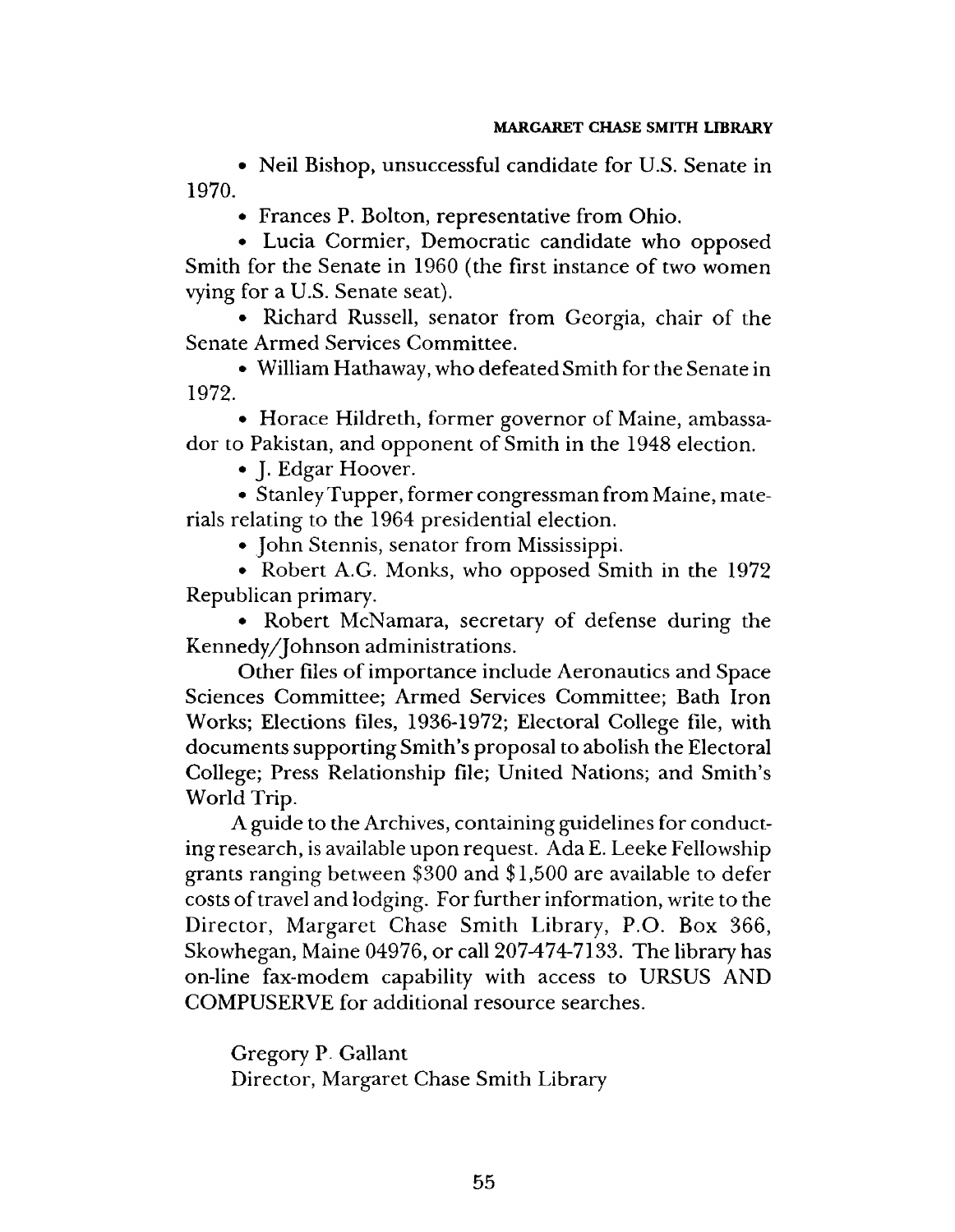- Neil Bishop, unsuccessful candidate for U.S. Senate in 1970.
- Frances P. Bolton, representative from Ohio.
- Lucia Cormier, Democratic candidate who opposed Smith for the Senate in 1960 (the first instance of two women vying for a U.S. Senate seat).
- Richard Russell, senator from Georgia, chair of the Senate Armed Services Committee.
- William Hathaway, who defeated Smith for the Senate in 1972.
- Horace Hildreth, former governor of Maine, ambassador to Pakistan, and opponent of Smith in the 1948 election.
- J. Edgar Hoover.
- Stanley Tupper, former congressman from Maine, materials relating to the 1964 presidential election.
- John Stennis, senator from Mississippi.
- Robert A.G. Monks, who opposed Smith in the 1972 Republican primary.
- Robert McNamara, secretary of defense during the Kennedy/Johnson administrations.

Other files of importance include Aeronautics and Space Sciences Committee; Armed Services Committee; Bath Iron Works; Elections files, 1936-1972; Electoral College file, with documents supporting Smith's proposal to abolish the Electoral College; Press Relationship file; United Nations; and Smith's World Trip.

A guide to the Archives, containing guidelines for conducting research, is available upon request. Ada E. Leeke Fellowship grants ranging between $300 and $1,500 are available to defer costs of travel and lodging. For further information, write to the Director, Margaret Chase Smith Library, P.O. Box 366, Skowhegan, Maine 04976, or call 207-474-7133. The library has on-line fax-modem capability with access to URSUS AND COMPUSERVE for additional resource searches.

Gregory P. Gallant
Director, Margaret Chase Smith Library